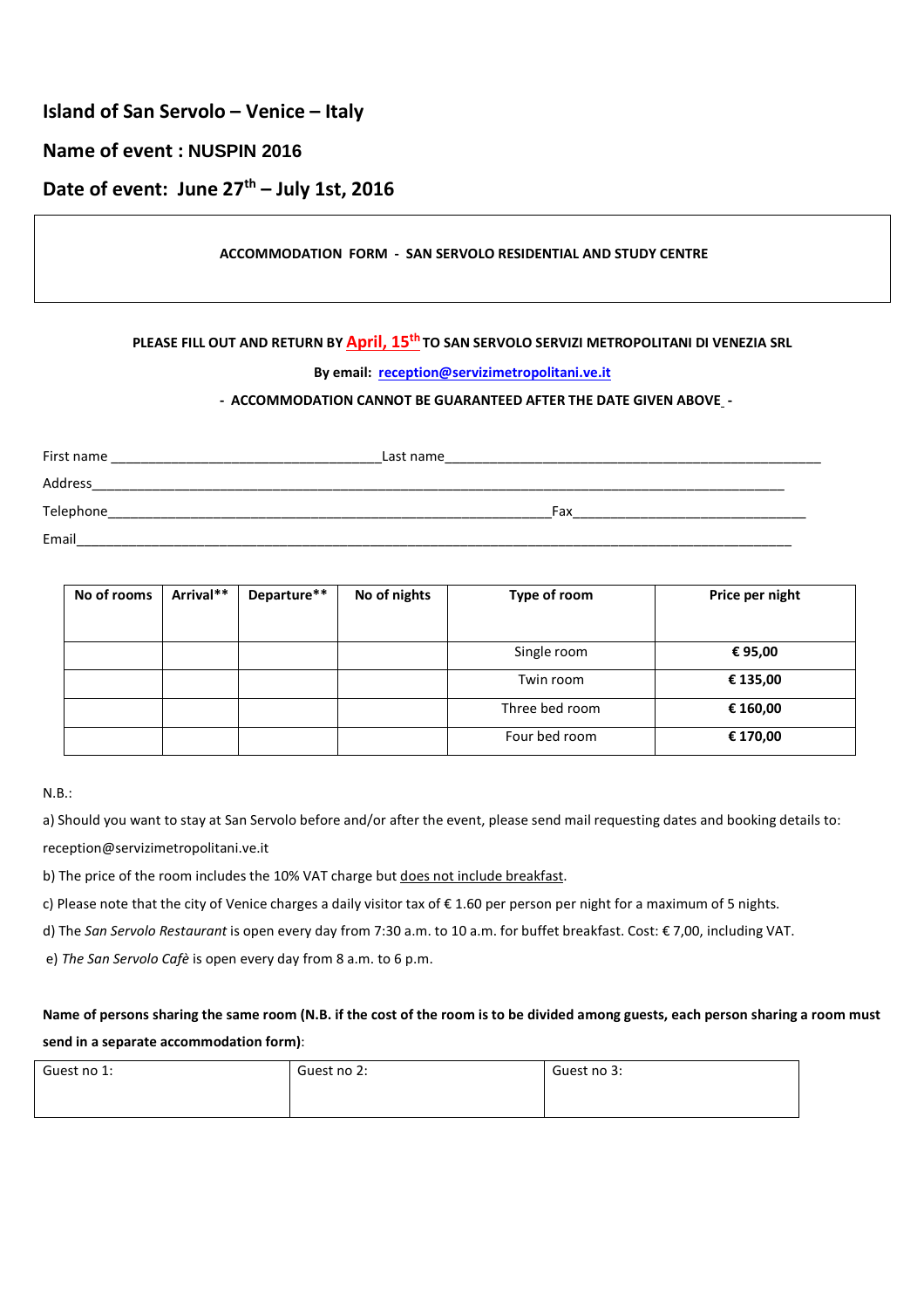## Island of San Servolo – Venice – Italy

## Name of event : NUSPIN 2016

## Date of event: June 27th – July 1st, 2016

**ACCOMMODATION FORM - SAN SERVOLO RESIDENTIAL AND STUDY CENTRE**

**PLEASE FILL OUT AND RETURN BY April, 15th TO SAN SERVOLO SERVIZI METROPOLITANI DI VENEZIA SRL**

**By email: reception@servizimetropolitani.ve.it**

**- ACCOMMODATION CANNOT BE GUARANTEED AFTER THE DATE GIVEN ABOVE -**

First name ___________________________________ Last name __________________________________________________

Address ______________________________________________________________________________________________

Telephone ___________________________________________________________ Fax ______________________________

Email ________________________________________________________________________________________________

| No of rooms | Arrival** | Departure** | No of nights | Type of room | Price per night |
|---|---|---|---|---|---|
| | | | | Single room | **€ 95,00** |
| | | | | Twin room | **€ 135,00** |
| | | | | Three bed room | **€ 160,00** |
| | | | | Four bed room | **€ 170,00** |

N.B.:

a) Should you want to stay at San Servolo before and/or after the event, please send mail requesting dates and booking details to: reception@servizimetropolitani.ve.it

b) The price of the room includes the 10% VAT charge but does not include breakfast.

c) Please note that the city of Venice charges a daily visitor tax of € 1.60 per person per night for a maximum of 5 nights.

d) The *San Servolo Restaurant* is open every day from 7:30 a.m. to 10 a.m. for buffet breakfast. Cost: € 7,00, including VAT.

e) *The San Servolo Cafè* is open every day from 8 a.m. to 6 p.m.

**Name of persons sharing the same room (N.B. if the cost of the room is to be divided among guests, each person sharing a room must send in a separate accommodation form)**:

| Guest no 1: | Guest no 2: | Guest no 3: |
|---|---|---|
| | | |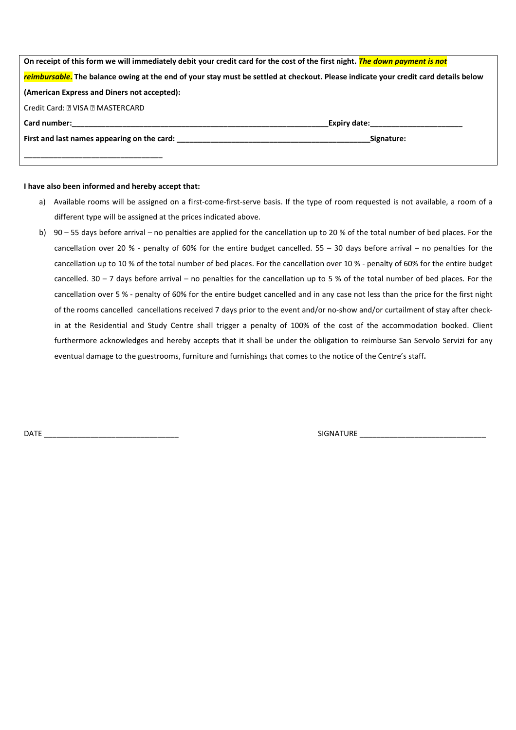**On receipt of this form we will immediately debit your credit card for the cost of the first night.** ***The down payment is not reimbursable*****. The balance owing at the end of your stay must be settled at checkout. Please indicate your credit card details below (American Express and Diners not accepted):**

Credit Card: ☐ VISA ☐ MASTERCARD

**Card number:**_______________________________________________________________**Expiry date:**______________________

**First and last names appearing on the card:** _____________________________________________**Signature:**

________________________________

**I have also been informed and hereby accept that:**

a) Available rooms will be assigned on a first-come-first-serve basis. If the type of room requested is not available, a room of a different type will be assigned at the prices indicated above.

b) 90 – 55 days before arrival – no penalties are applied for the cancellation up to 20 % of the total number of bed places. For the cancellation over 20 % - penalty of 60% for the entire budget cancelled. 55 – 30 days before arrival – no penalties for the cancellation up to 10 % of the total number of bed places. For the cancellation over 10 % - penalty of 60% for the entire budget cancelled. 30 – 7 days before arrival – no penalties for the cancellation up to 5 % of the total number of bed places. For the cancellation over 5 % - penalty of 60% for the entire budget cancelled and in any case not less than the price for the first night of the rooms cancelled cancellations received 7 days prior to the event and/or no-show and/or curtailment of stay after check-in at the Residential and Study Centre shall trigger a penalty of 100% of the cost of the accommodation booked. Client furthermore acknowledges and hereby accepts that it shall be under the obligation to reimburse San Servolo Servizi for any eventual damage to the guestrooms, furniture and furnishings that comes to the notice of the Centre's staff**.**

DATE ________________________________ SIGNATURE ______________________________